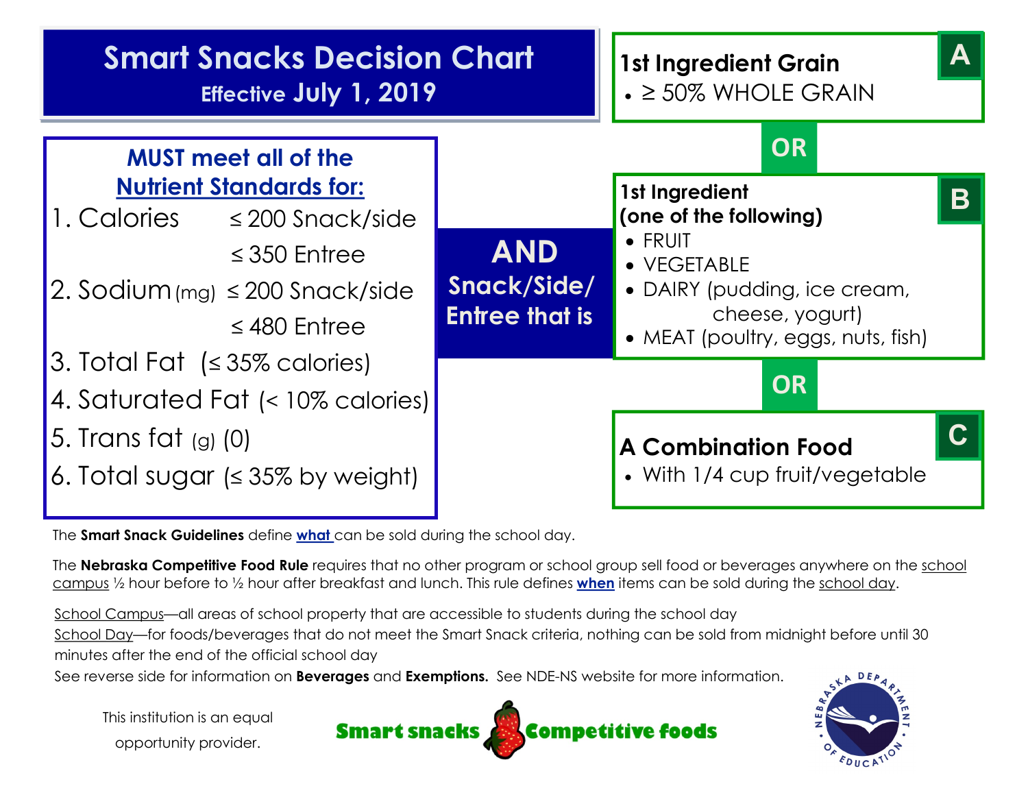# Smart Snacks Decision Chart

**Effective July 1, 2019**

## MUST meet all of the Nutrient Standards for:

1. Calories ≤ 200 Snack/side
   ≤ 350 Entree
2. Sodium (mg) ≤ 200 Snack/side
   ≤ 480 Entree
3. Total Fat (≤ 35% calories)
4. Saturated Fat (< 10% calories)
5. Trans fat (g) (0)
6. Total sugar (≤ 35% by weight)

## AND Snack/Side/ Entree that is

**A — 1st Ingredient Grain**

- ≥ 50% WHOLE GRAIN

**OR**

**B — 1st Ingredient (one of the following)**

- FRUIT
- VEGETABLE
- DAIRY (pudding, ice cream, cheese, yogurt)
- MEAT (poultry, eggs, nuts, fish)

**OR**

**C — A Combination Food**

- With 1/4 cup fruit/vegetable

The **Smart Snack Guidelines** define **what** can be sold during the school day.

The **Nebraska Competitive Food Rule** requires that no other program or school group sell food or beverages anywhere on the school campus ½ hour before to ½ hour after breakfast and lunch. This rule defines **when** items can be sold during the school day.

School Campus—all areas of school property that are accessible to students during the school day

School Day—for foods/beverages that do not meet the Smart Snack criteria, nothing can be sold from midnight before until 30 minutes after the end of the official school day

See reverse side for information on **Beverages** and **Exemptions.** See NDE-NS website for more information.

This institution is an equal opportunity provider.

Smart snacks Competitive foods

NEBRASKA DEPARTMENT OF EDUCATION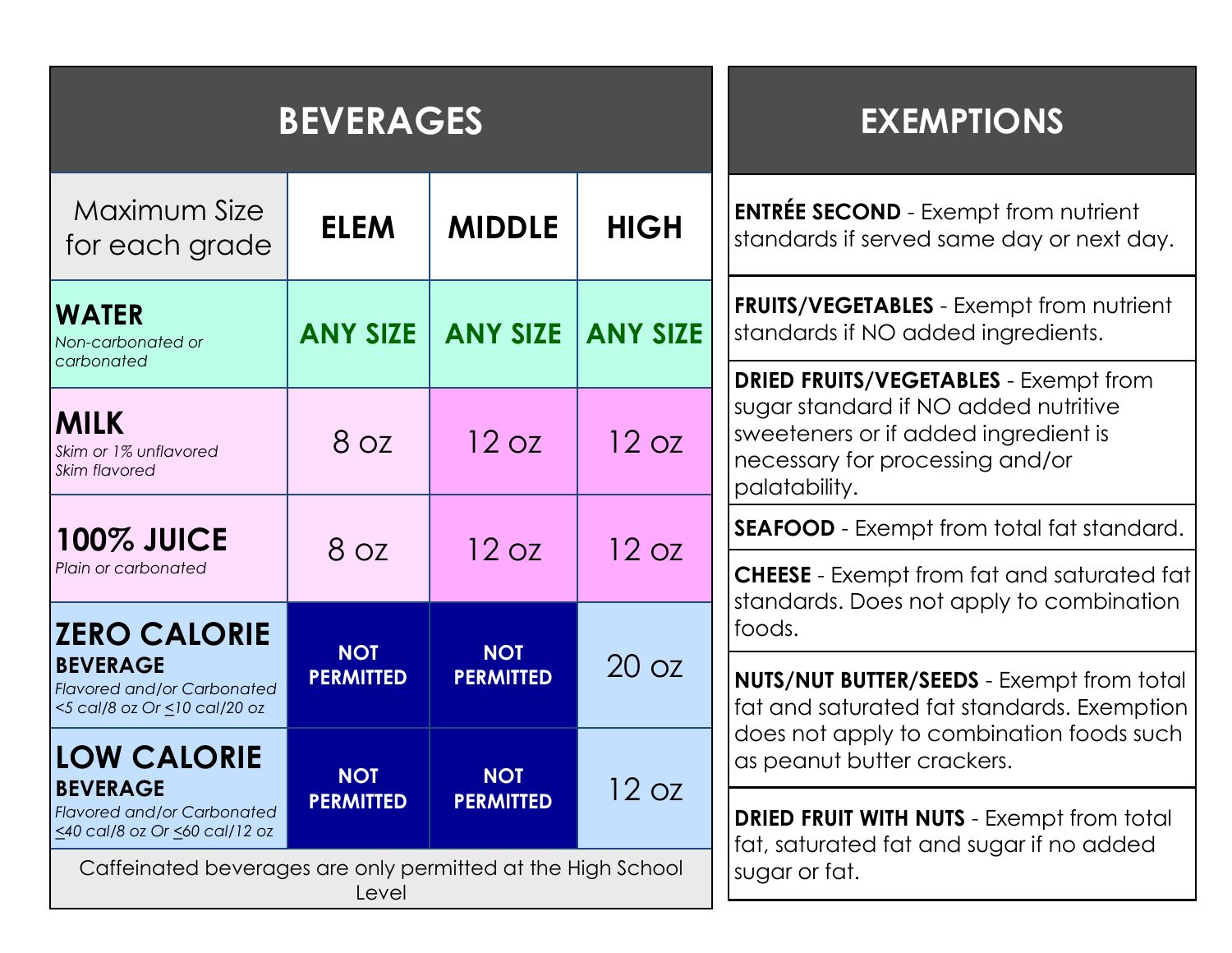## BEVERAGES

| Maximum Size for each grade | ELEM | MIDDLE | HIGH |
|---|---|---|---|
| **WATER** *Non-carbonated or carbonated* | ANY SIZE | ANY SIZE | ANY SIZE |
| **MILK** *Skim or 1% unflavored Skim flavored* | 8 oz | 12 oz | 12 oz |
| **100% JUICE** *Plain or carbonated* | 8 oz | 12 oz | 12 oz |
| **ZERO CALORIE BEVERAGE** *Flavored and/or Carbonated <5 cal/8 oz Or ≤10 cal/20 oz* | NOT PERMITTED | NOT PERMITTED | 20 oz |
| **LOW CALORIE BEVERAGE** *Flavored and/or Carbonated ≤40 cal/8 oz Or ≤60 cal/12 oz* | NOT PERMITTED | NOT PERMITTED | 12 oz |

Caffeinated beverages are only permitted at the High School Level

## EXEMPTIONS

**ENTRÉE SECOND** - Exempt from nutrient standards if served same day or next day.

**FRUITS/VEGETABLES** - Exempt from nutrient standards if NO added ingredients.

**DRIED FRUITS/VEGETABLES** - Exempt from sugar standard if NO added nutritive sweeteners or if added ingredient is necessary for processing and/or palatability.

**SEAFOOD** - Exempt from total fat standard.

**CHEESE** - Exempt from fat and saturated fat standards. Does not apply to combination foods.

**NUTS/NUT BUTTER/SEEDS** - Exempt from total fat and saturated fat standards. Exemption does not apply to combination foods such as peanut butter crackers.

**DRIED FRUIT WITH NUTS** - Exempt from total fat, saturated fat and sugar if no added sugar or fat.